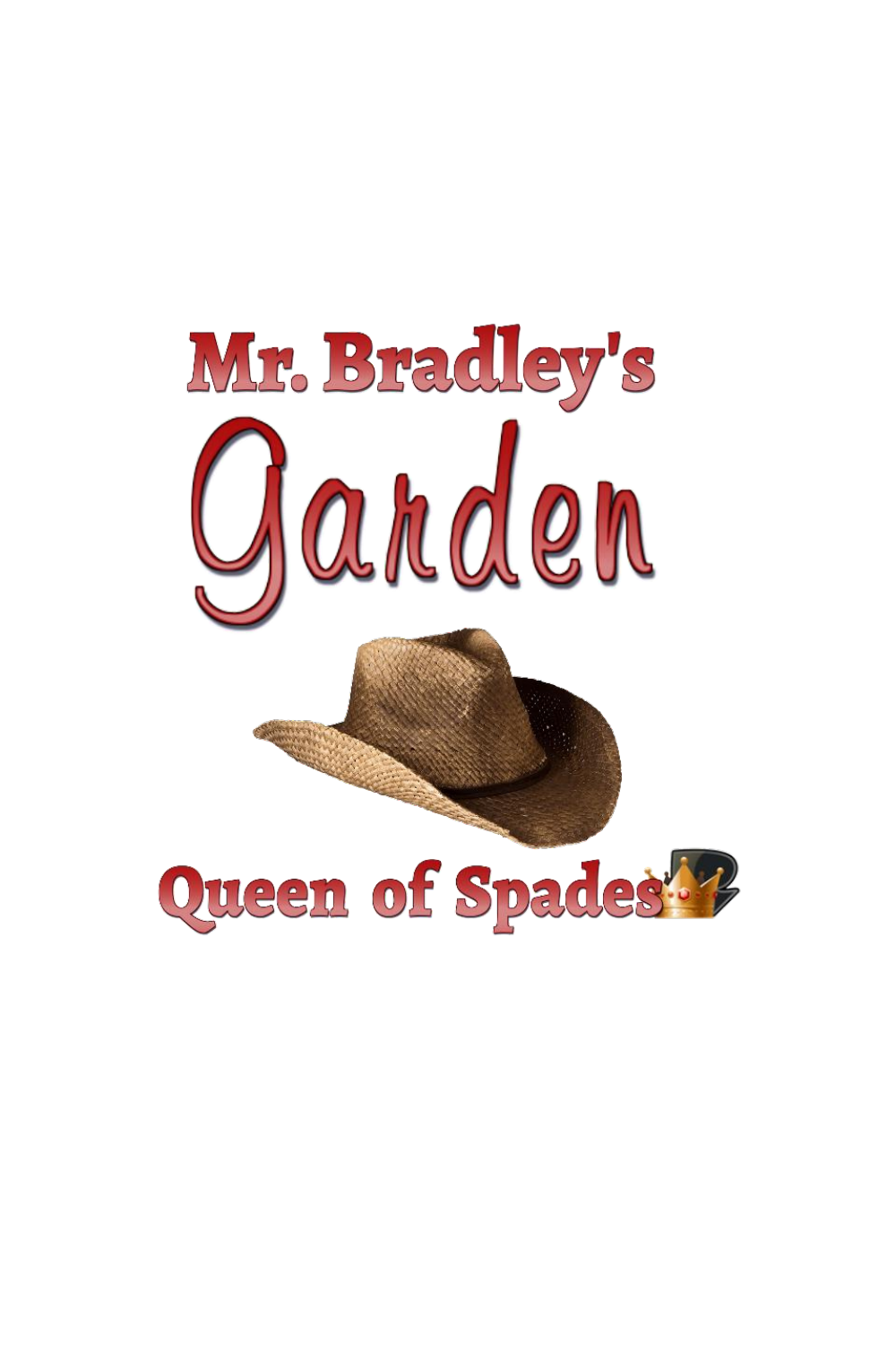# Mr. Bradley's Garden

Queen of Spades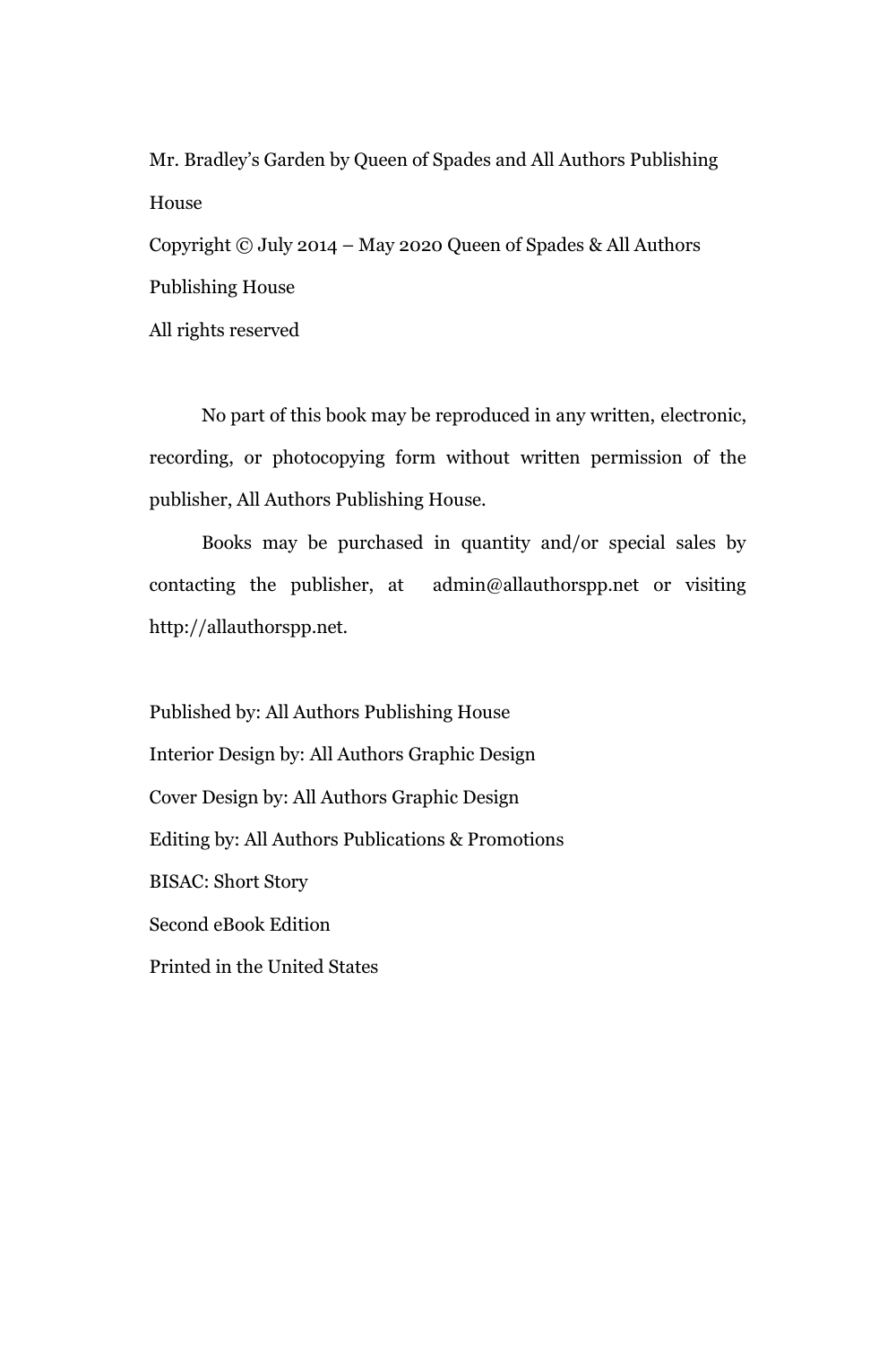Mr. Bradley's Garden by Queen of Spades and All Authors Publishing House

Copyright © July 2014 – May 2020 Queen of Spades & All Authors Publishing House

All rights reserved

No part of this book may be reproduced in any written, electronic, recording, or photocopying form without written permission of the publisher, All Authors Publishing House.

Books may be purchased in quantity and/or special sales by contacting the publisher, at admin@allauthorspp.net or visiting http://allauthorspp.net.

Published by: All Authors Publishing House

Interior Design by: All Authors Graphic Design

Cover Design by: All Authors Graphic Design

Editing by: All Authors Publications & Promotions

BISAC: Short Story

Second eBook Edition

Printed in the United States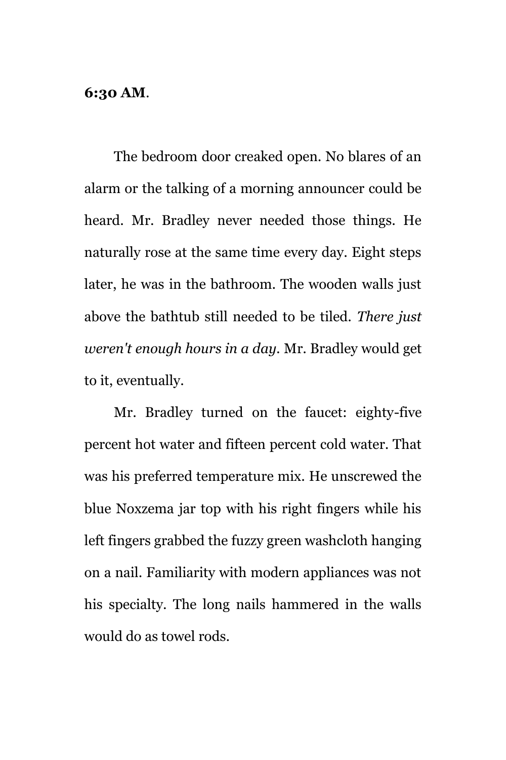**6:30 AM**.

The bedroom door creaked open. No blares of an alarm or the talking of a morning announcer could be heard. Mr. Bradley never needed those things. He naturally rose at the same time every day. Eight steps later, he was in the bathroom. The wooden walls just above the bathtub still needed to be tiled. *There just weren't enough hours in a day*. Mr. Bradley would get to it, eventually.

Mr. Bradley turned on the faucet: eighty-five percent hot water and fifteen percent cold water. That was his preferred temperature mix. He unscrewed the blue Noxzema jar top with his right fingers while his left fingers grabbed the fuzzy green washcloth hanging on a nail. Familiarity with modern appliances was not his specialty. The long nails hammered in the walls would do as towel rods.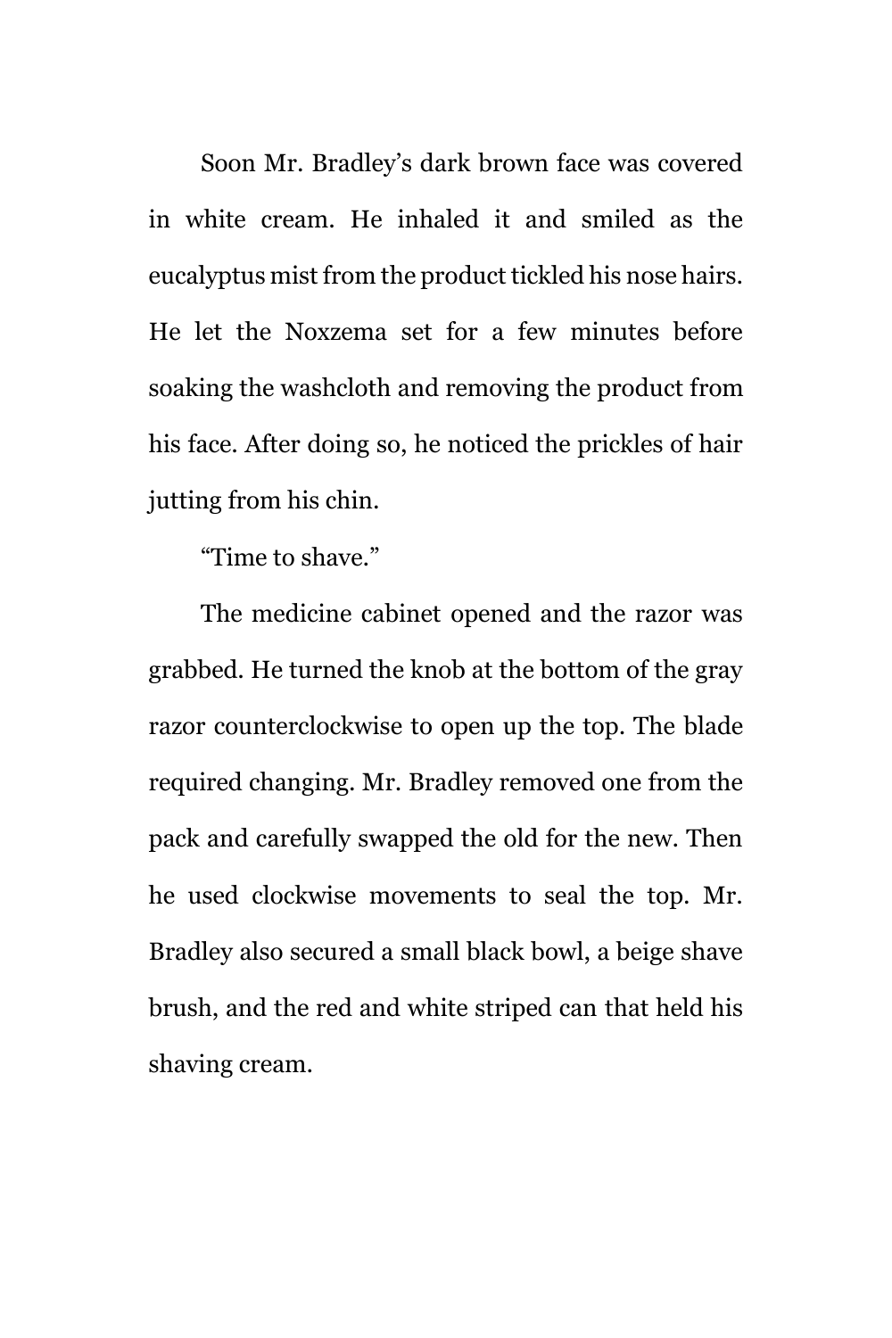Soon Mr. Bradley’s dark brown face was covered in white cream. He inhaled it and smiled as the eucalyptus mist from the product tickled his nose hairs. He let the Noxzema set for a few minutes before soaking the washcloth and removing the product from his face. After doing so, he noticed the prickles of hair jutting from his chin.

“Time to shave.”

The medicine cabinet opened and the razor was grabbed. He turned the knob at the bottom of the gray razor counterclockwise to open up the top. The blade required changing. Mr. Bradley removed one from the pack and carefully swapped the old for the new. Then he used clockwise movements to seal the top. Mr. Bradley also secured a small black bowl, a beige shave brush, and the red and white striped can that held his shaving cream.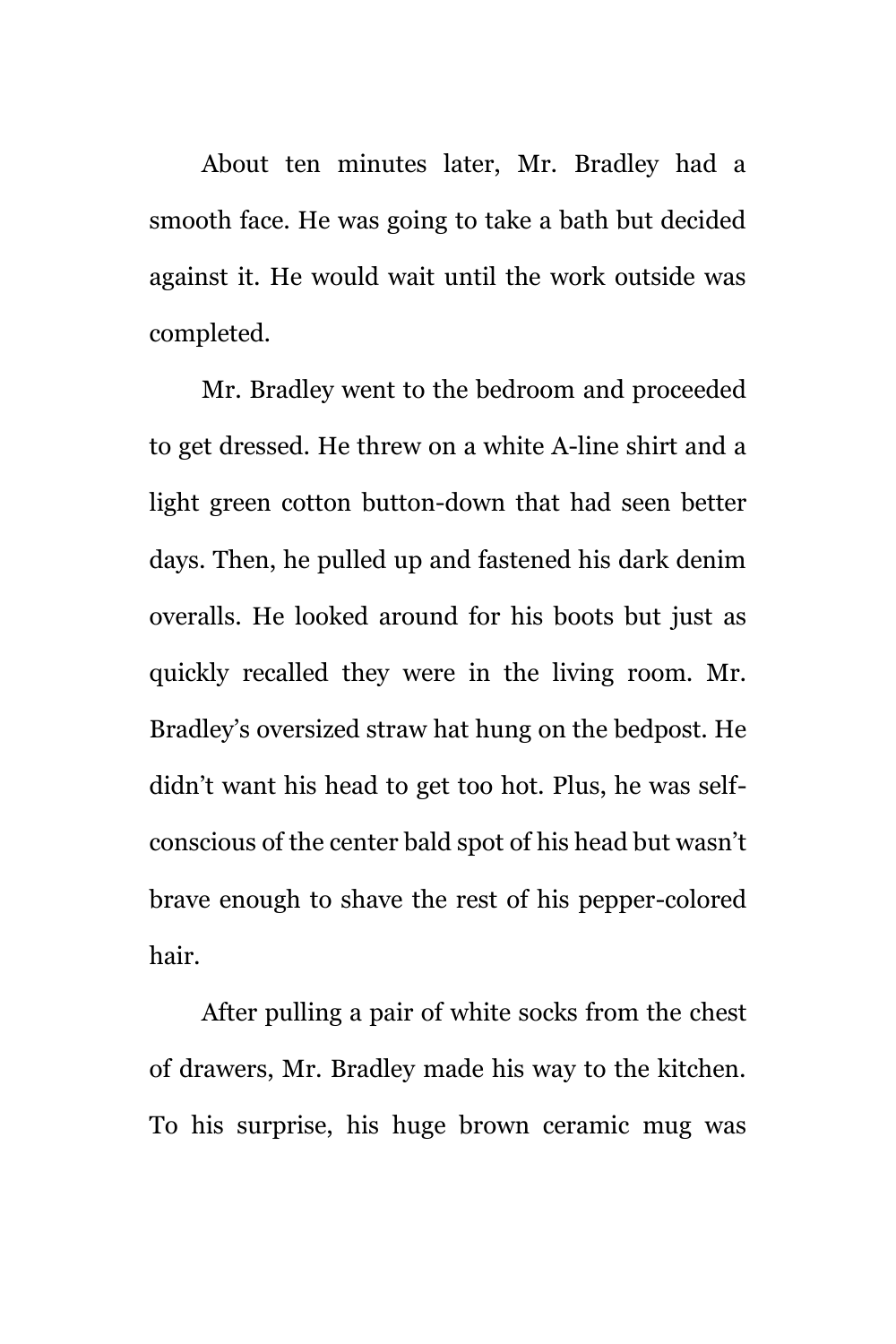About ten minutes later, Mr. Bradley had a smooth face. He was going to take a bath but decided against it. He would wait until the work outside was completed.

Mr. Bradley went to the bedroom and proceeded to get dressed. He threw on a white A-line shirt and a light green cotton button-down that had seen better days. Then, he pulled up and fastened his dark denim overalls. He looked around for his boots but just as quickly recalled they were in the living room. Mr. Bradley's oversized straw hat hung on the bedpost. He didn't want his head to get too hot. Plus, he was self-conscious of the center bald spot of his head but wasn't brave enough to shave the rest of his pepper-colored hair.

After pulling a pair of white socks from the chest of drawers, Mr. Bradley made his way to the kitchen. To his surprise, his huge brown ceramic mug was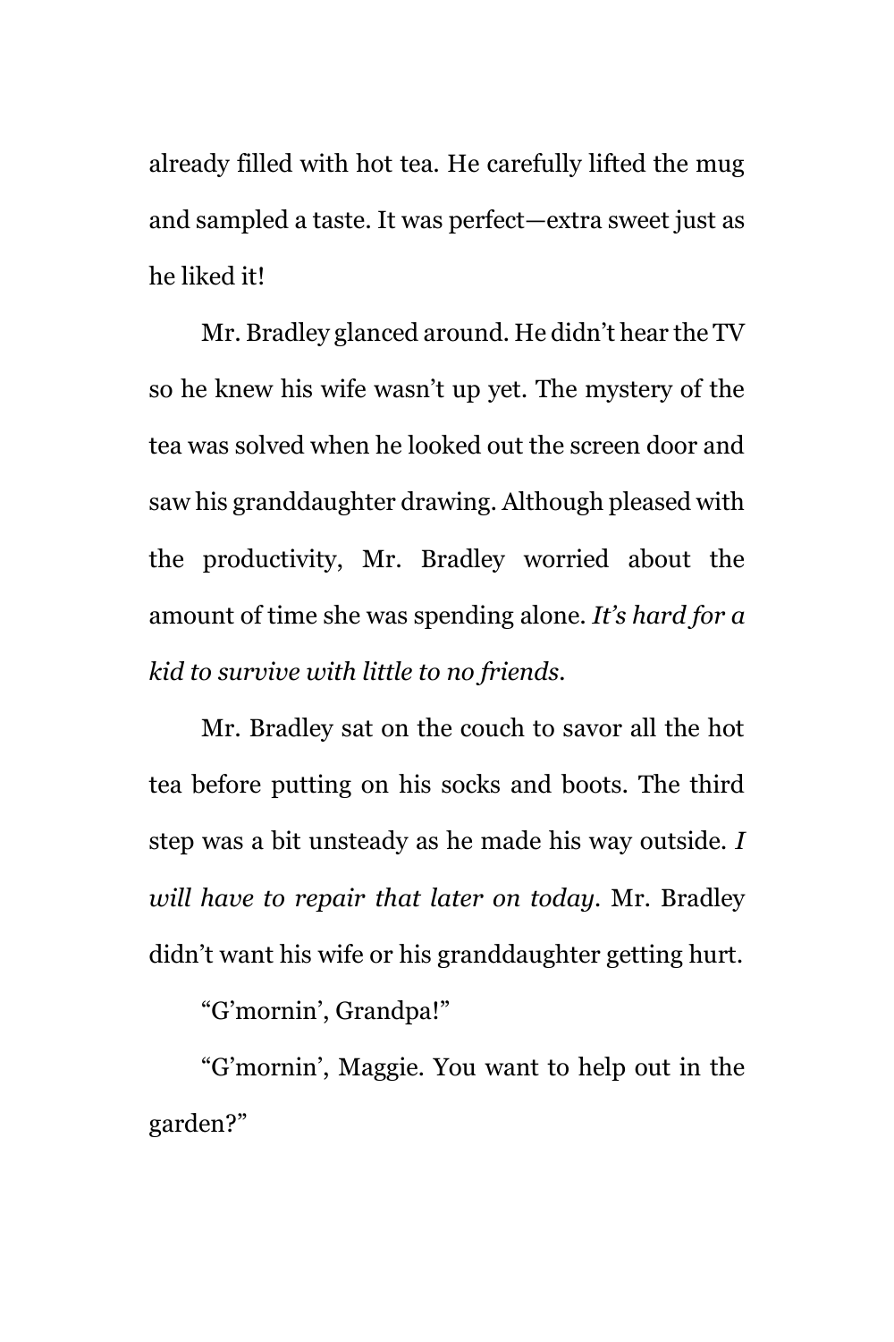already filled with hot tea. He carefully lifted the mug and sampled a taste. It was perfect—extra sweet just as he liked it!

Mr. Bradley glanced around. He didn't hear the TV so he knew his wife wasn't up yet. The mystery of the tea was solved when he looked out the screen door and saw his granddaughter drawing. Although pleased with the productivity, Mr. Bradley worried about the amount of time she was spending alone. *It's hard for a kid to survive with little to no friends.*

Mr. Bradley sat on the couch to savor all the hot tea before putting on his socks and boots. The third step was a bit unsteady as he made his way outside. *I will have to repair that later on today.* Mr. Bradley didn't want his wife or his granddaughter getting hurt.

"G'mornin', Grandpa!"

"G'mornin', Maggie. You want to help out in the garden?"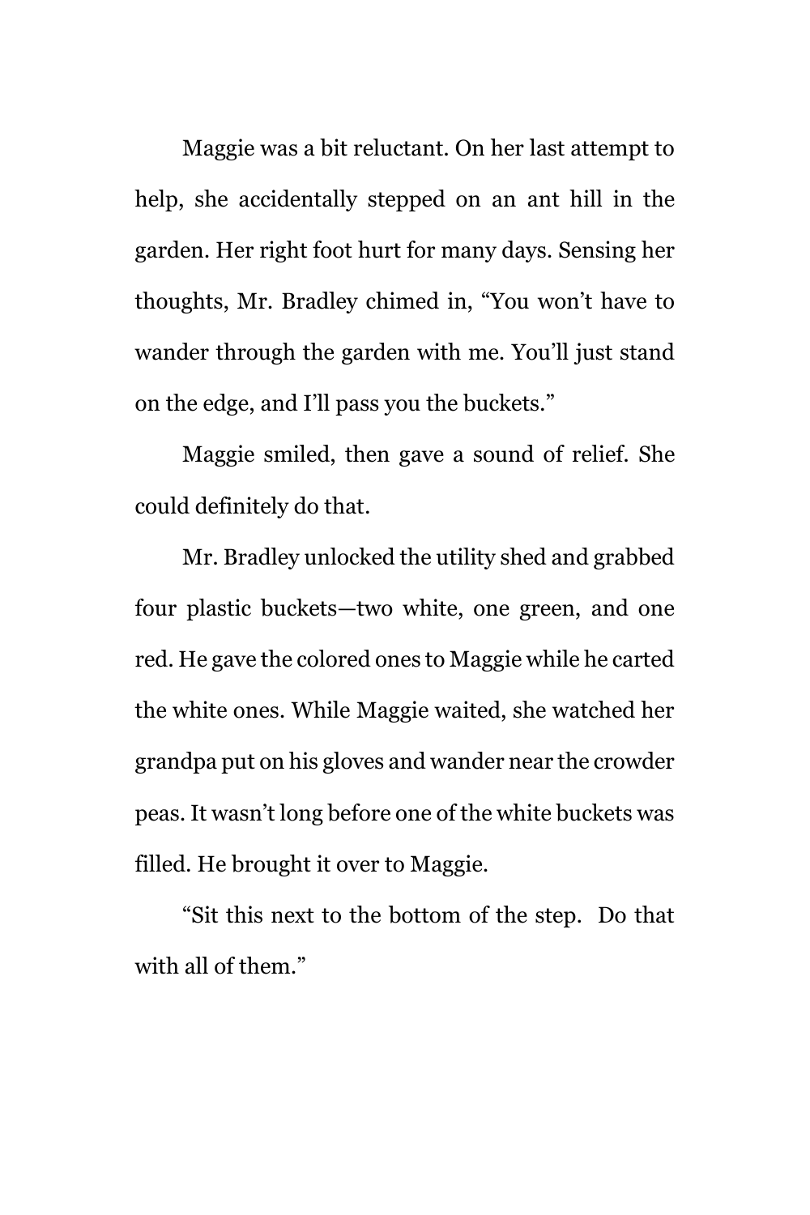Maggie was a bit reluctant. On her last attempt to help, she accidentally stepped on an ant hill in the garden. Her right foot hurt for many days. Sensing her thoughts, Mr. Bradley chimed in, “You won’t have to wander through the garden with me. You’ll just stand on the edge, and I’ll pass you the buckets.”

Maggie smiled, then gave a sound of relief. She could definitely do that.

Mr. Bradley unlocked the utility shed and grabbed four plastic buckets—two white, one green, and one red. He gave the colored ones to Maggie while he carted the white ones. While Maggie waited, she watched her grandpa put on his gloves and wander near the crowder peas. It wasn’t long before one of the white buckets was filled. He brought it over to Maggie.

“Sit this next to the bottom of the step.  Do that with all of them.”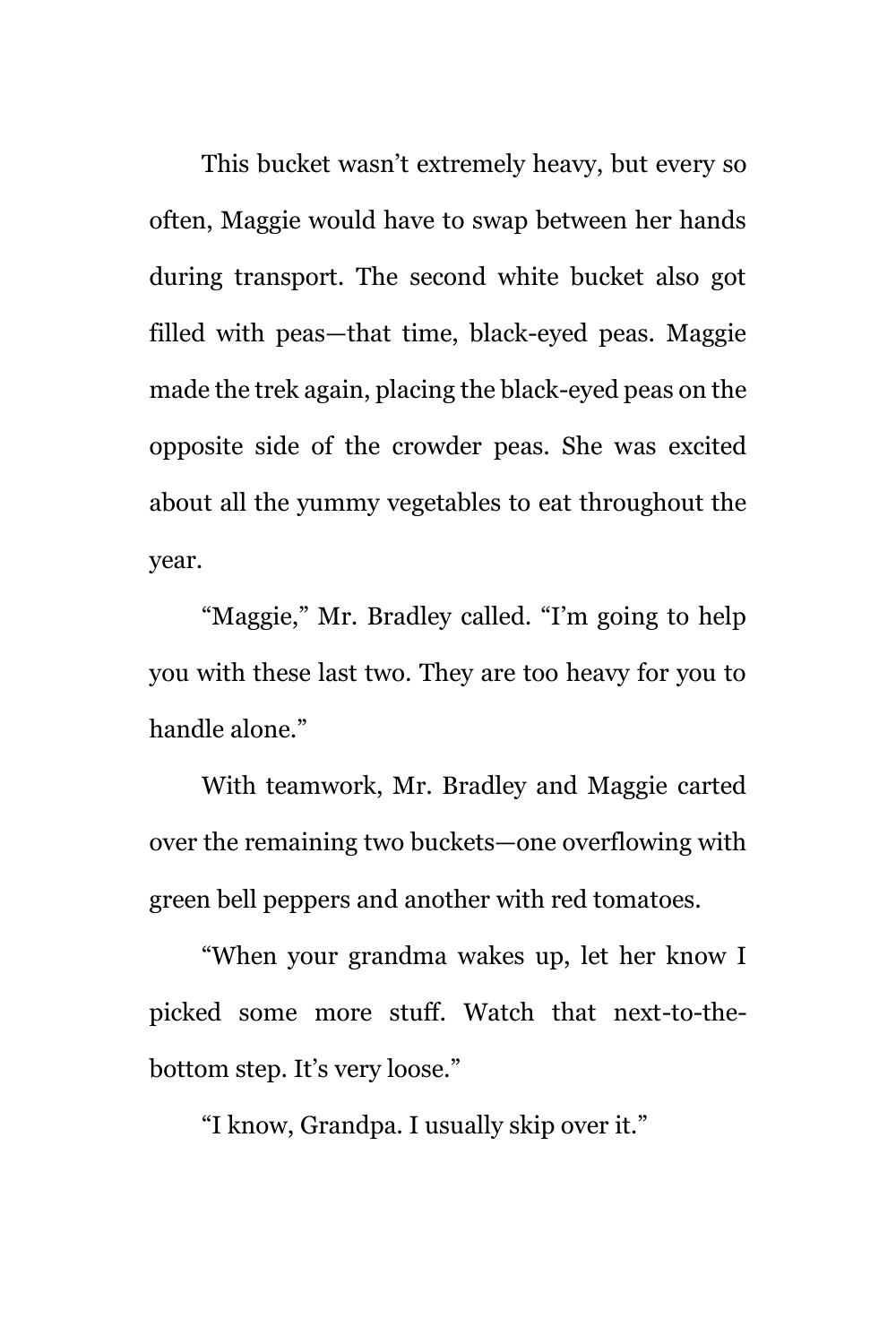This bucket wasn't extremely heavy, but every so often, Maggie would have to swap between her hands during transport. The second white bucket also got filled with peas—that time, black-eyed peas. Maggie made the trek again, placing the black-eyed peas on the opposite side of the crowder peas. She was excited about all the yummy vegetables to eat throughout the year.

"Maggie," Mr. Bradley called. "I'm going to help you with these last two. They are too heavy for you to handle alone."

With teamwork, Mr. Bradley and Maggie carted over the remaining two buckets—one overflowing with green bell peppers and another with red tomatoes.

"When your grandma wakes up, let her know I picked some more stuff. Watch that next-to-the-bottom step. It's very loose."

"I know, Grandpa. I usually skip over it."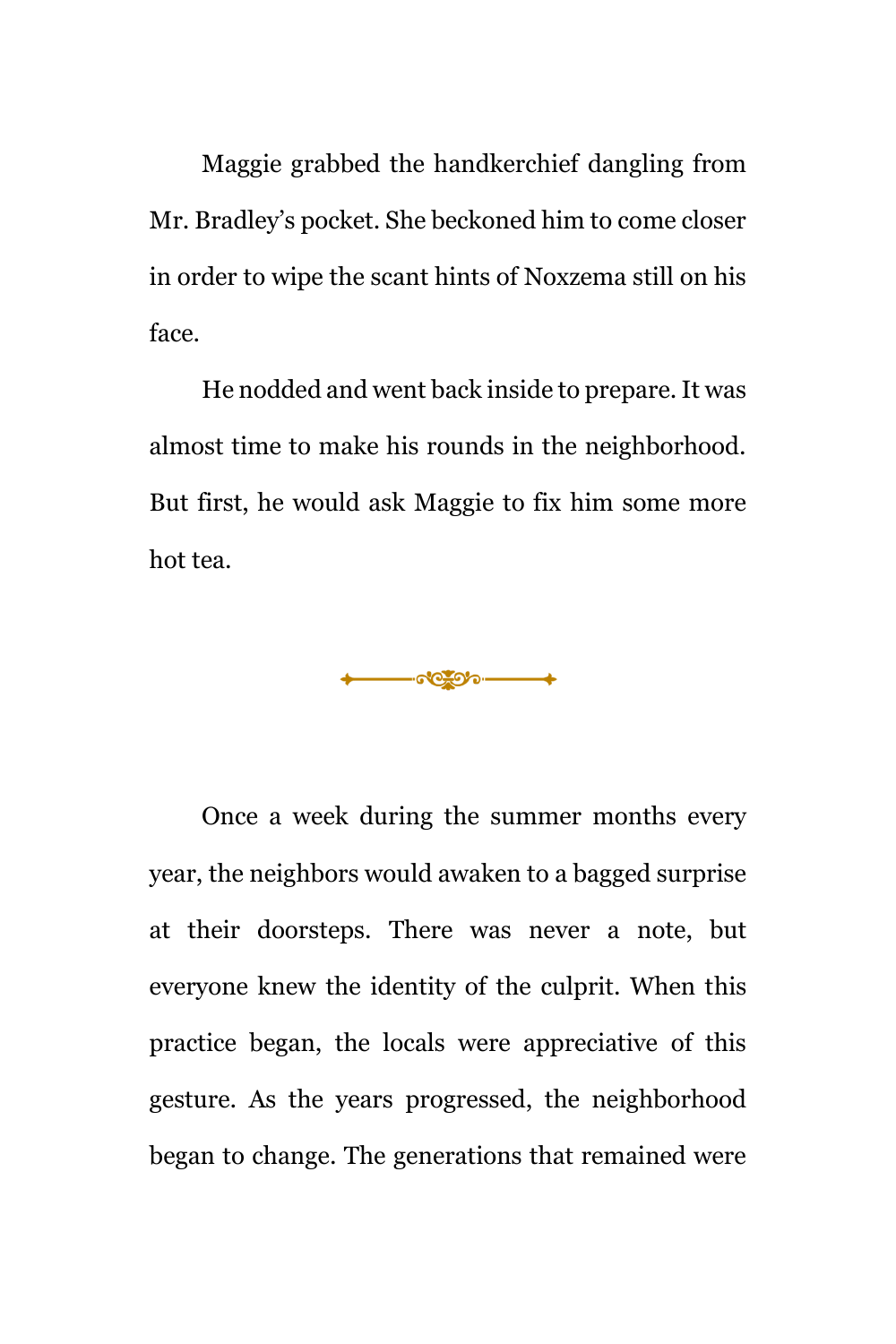Maggie grabbed the handkerchief dangling from Mr. Bradley's pocket. She beckoned him to come closer in order to wipe the scant hints of Noxzema still on his face.

He nodded and went back inside to prepare. It was almost time to make his rounds in the neighborhood. But first, he would ask Maggie to fix him some more hot tea.

---

Once a week during the summer months every year, the neighbors would awaken to a bagged surprise at their doorsteps. There was never a note, but everyone knew the identity of the culprit. When this practice began, the locals were appreciative of this gesture. As the years progressed, the neighborhood began to change. The generations that remained were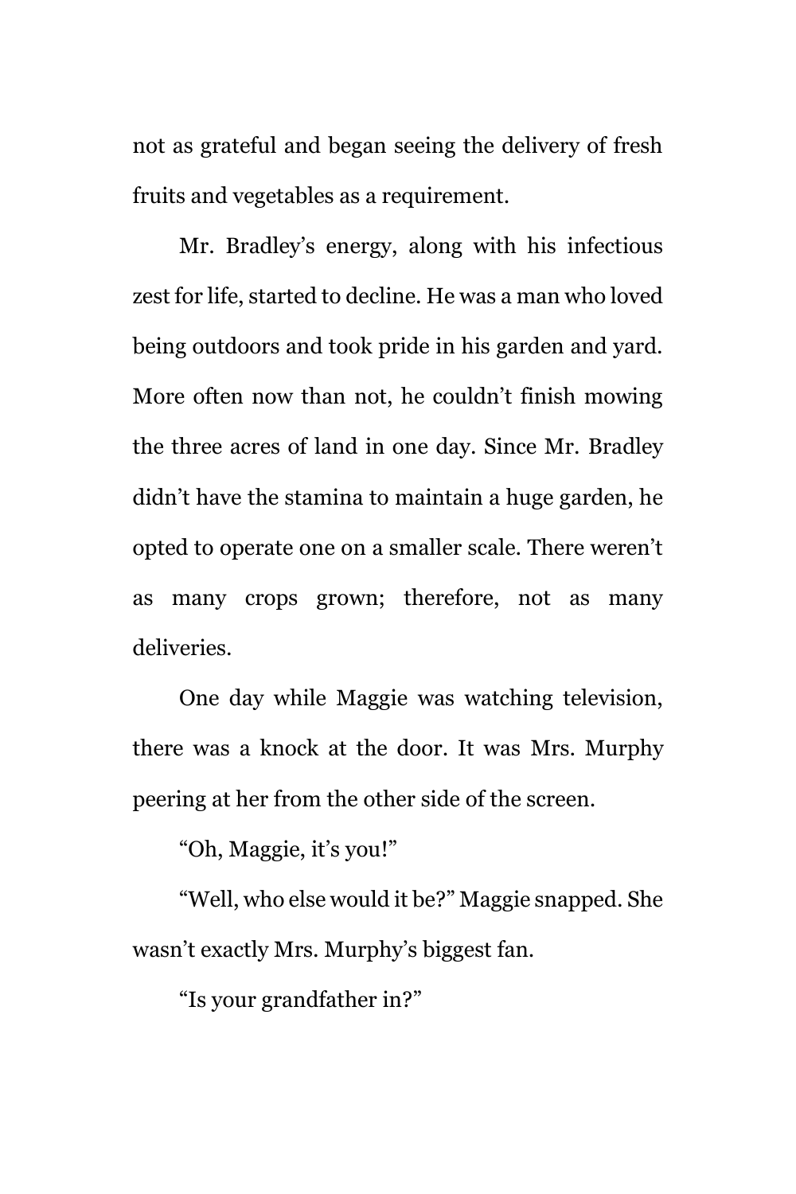not as grateful and began seeing the delivery of fresh fruits and vegetables as a requirement.

Mr. Bradley's energy, along with his infectious zest for life, started to decline. He was a man who loved being outdoors and took pride in his garden and yard. More often now than not, he couldn't finish mowing the three acres of land in one day. Since Mr. Bradley didn't have the stamina to maintain a huge garden, he opted to operate one on a smaller scale. There weren't as many crops grown; therefore, not as many deliveries.

One day while Maggie was watching television, there was a knock at the door. It was Mrs. Murphy peering at her from the other side of the screen.

"Oh, Maggie, it's you!"

"Well, who else would it be?" Maggie snapped. She wasn't exactly Mrs. Murphy's biggest fan.

"Is your grandfather in?"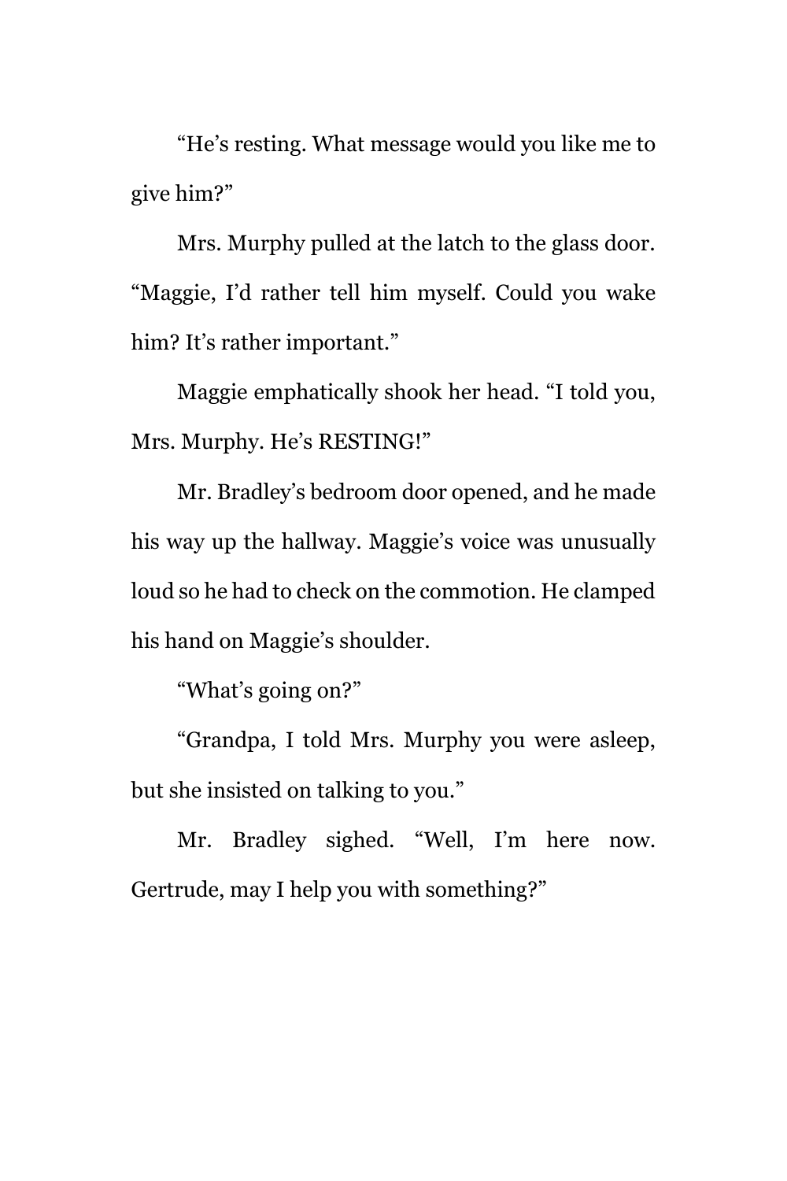"He's resting. What message would you like me to give him?"

Mrs. Murphy pulled at the latch to the glass door. "Maggie, I'd rather tell him myself. Could you wake him? It's rather important."

Maggie emphatically shook her head. "I told you, Mrs. Murphy. He's RESTING!"

Mr. Bradley's bedroom door opened, and he made his way up the hallway. Maggie's voice was unusually loud so he had to check on the commotion. He clamped his hand on Maggie's shoulder.

"What's going on?"

"Grandpa, I told Mrs. Murphy you were asleep, but she insisted on talking to you."

Mr. Bradley sighed. "Well, I'm here now. Gertrude, may I help you with something?"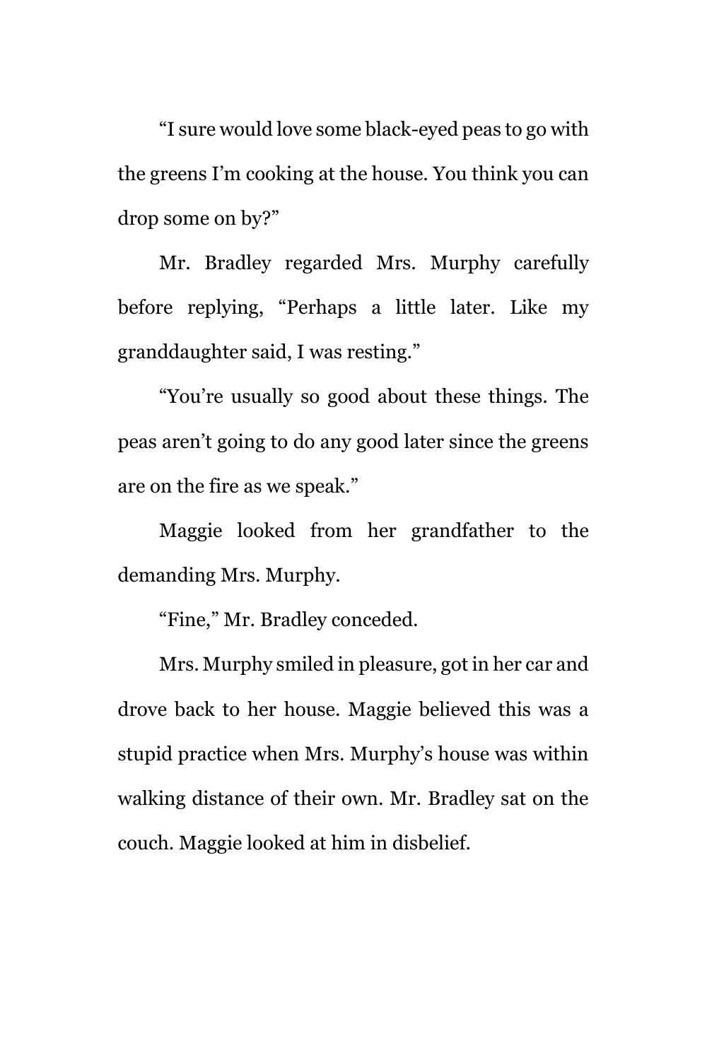"I sure would love some black-eyed peas to go with the greens I'm cooking at the house. You think you can drop some on by?"

Mr. Bradley regarded Mrs. Murphy carefully before replying, "Perhaps a little later. Like my granddaughter said, I was resting."

"You're usually so good about these things. The peas aren't going to do any good later since the greens are on the fire as we speak."

Maggie looked from her grandfather to the demanding Mrs. Murphy.

"Fine," Mr. Bradley conceded.

Mrs. Murphy smiled in pleasure, got in her car and drove back to her house. Maggie believed this was a stupid practice when Mrs. Murphy's house was within walking distance of their own. Mr. Bradley sat on the couch. Maggie looked at him in disbelief.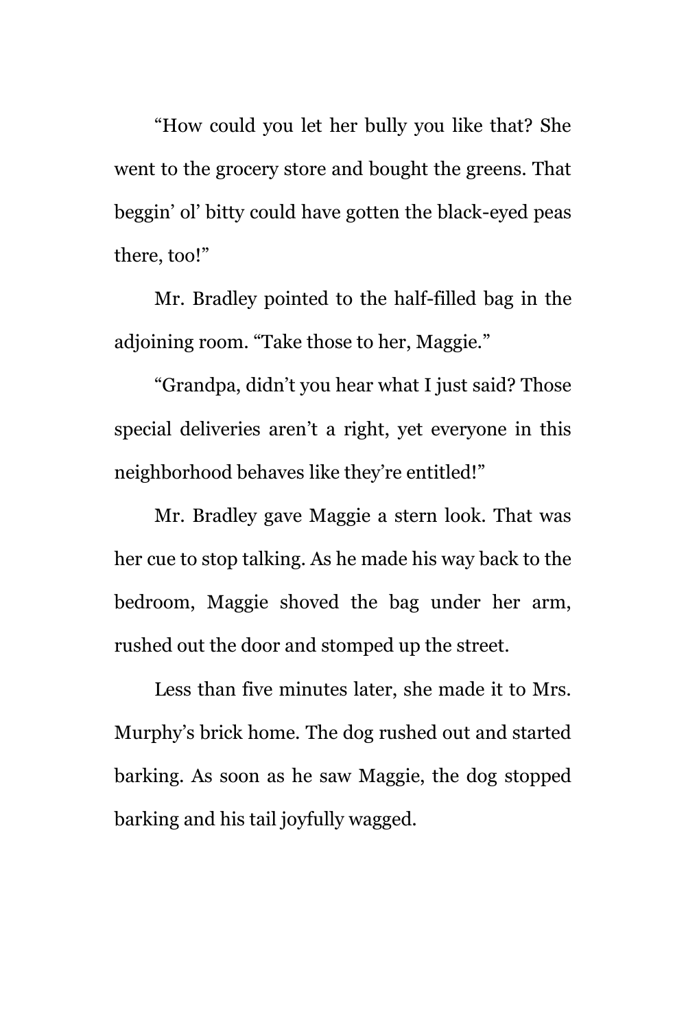"How could you let her bully you like that? She went to the grocery store and bought the greens. That beggin' ol' bitty could have gotten the black-eyed peas there, too!"

Mr. Bradley pointed to the half-filled bag in the adjoining room. "Take those to her, Maggie."

"Grandpa, didn't you hear what I just said? Those special deliveries aren't a right, yet everyone in this neighborhood behaves like they're entitled!"

Mr. Bradley gave Maggie a stern look. That was her cue to stop talking. As he made his way back to the bedroom, Maggie shoved the bag under her arm, rushed out the door and stomped up the street.

Less than five minutes later, she made it to Mrs. Murphy's brick home. The dog rushed out and started barking. As soon as he saw Maggie, the dog stopped barking and his tail joyfully wagged.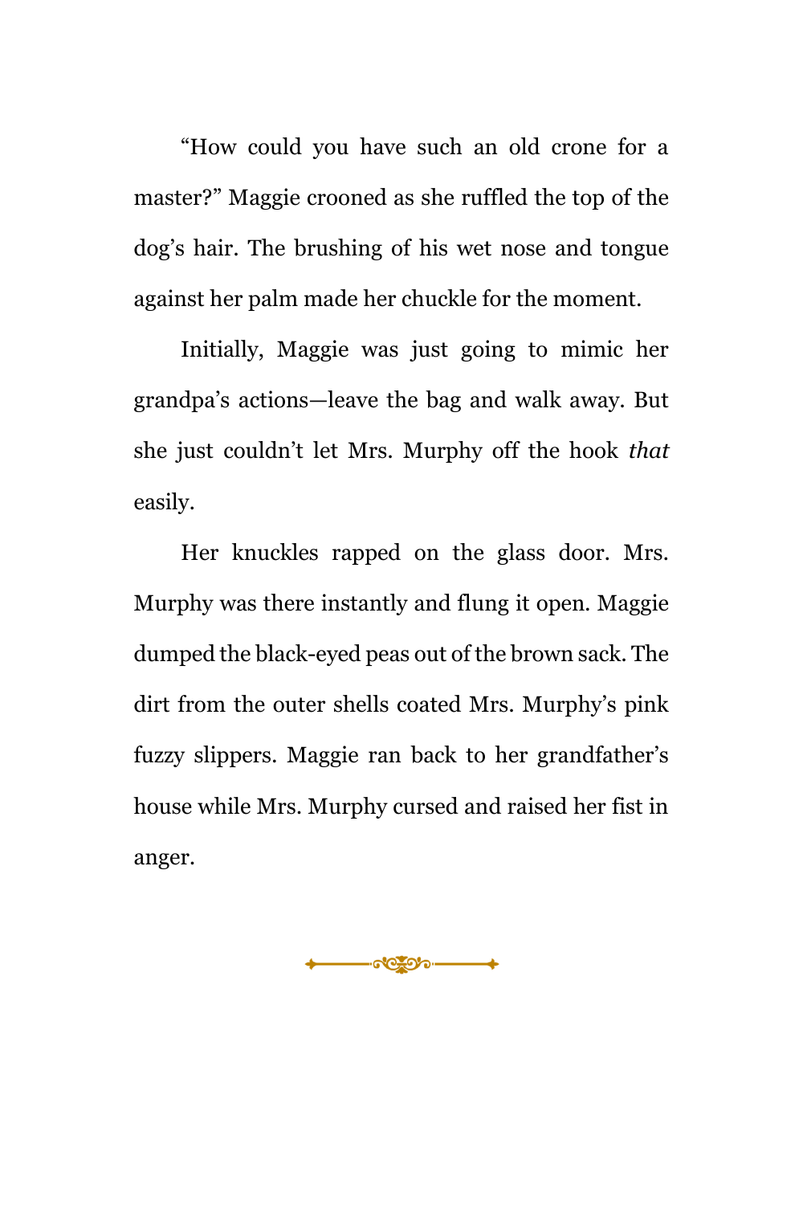"How could you have such an old crone for a master?" Maggie crooned as she ruffled the top of the dog's hair. The brushing of his wet nose and tongue against her palm made her chuckle for the moment.

Initially, Maggie was just going to mimic her grandpa's actions—leave the bag and walk away. But she just couldn't let Mrs. Murphy off the hook *that* easily.

Her knuckles rapped on the glass door. Mrs. Murphy was there instantly and flung it open. Maggie dumped the black-eyed peas out of the brown sack. The dirt from the outer shells coated Mrs. Murphy's pink fuzzy slippers. Maggie ran back to her grandfather's house while Mrs. Murphy cursed and raised her fist in anger.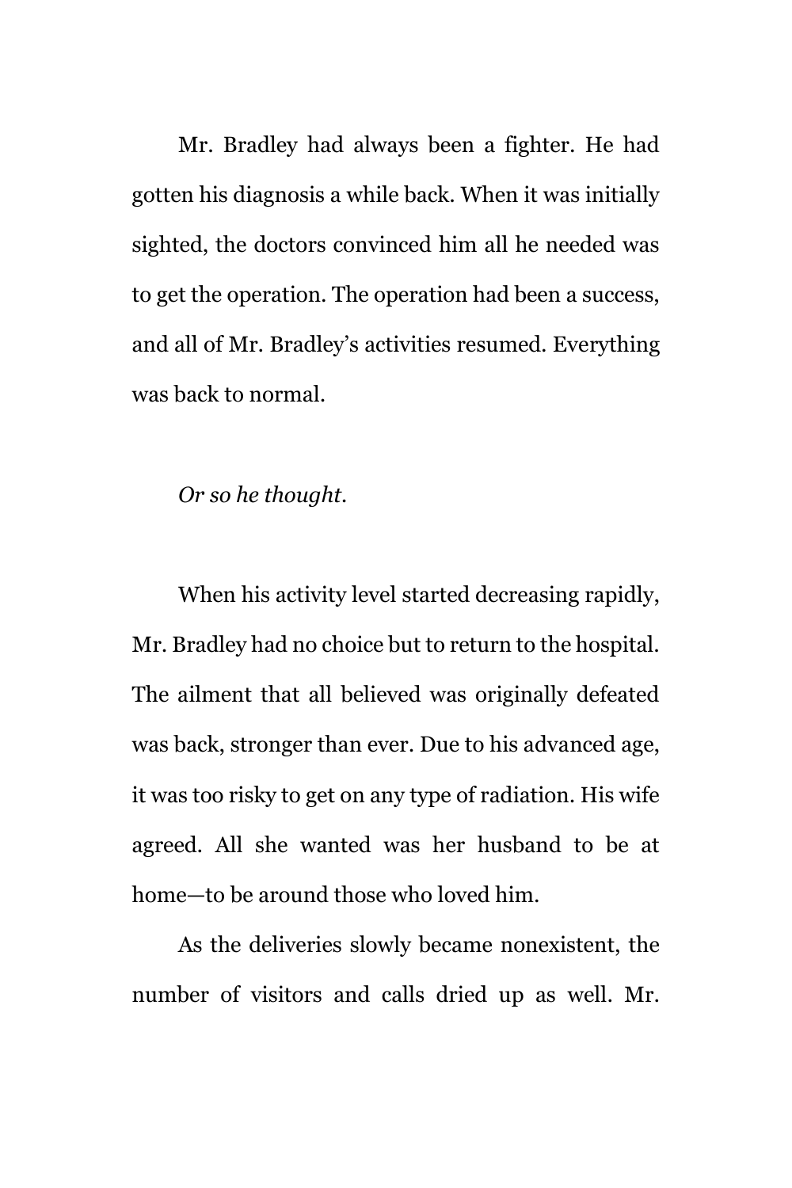Mr. Bradley had always been a fighter. He had gotten his diagnosis a while back. When it was initially sighted, the doctors convinced him all he needed was to get the operation. The operation had been a success, and all of Mr. Bradley's activities resumed. Everything was back to normal.

*Or so he thought.*

When his activity level started decreasing rapidly, Mr. Bradley had no choice but to return to the hospital. The ailment that all believed was originally defeated was back, stronger than ever. Due to his advanced age, it was too risky to get on any type of radiation. His wife agreed. All she wanted was her husband to be at home—to be around those who loved him.

As the deliveries slowly became nonexistent, the number of visitors and calls dried up as well. Mr.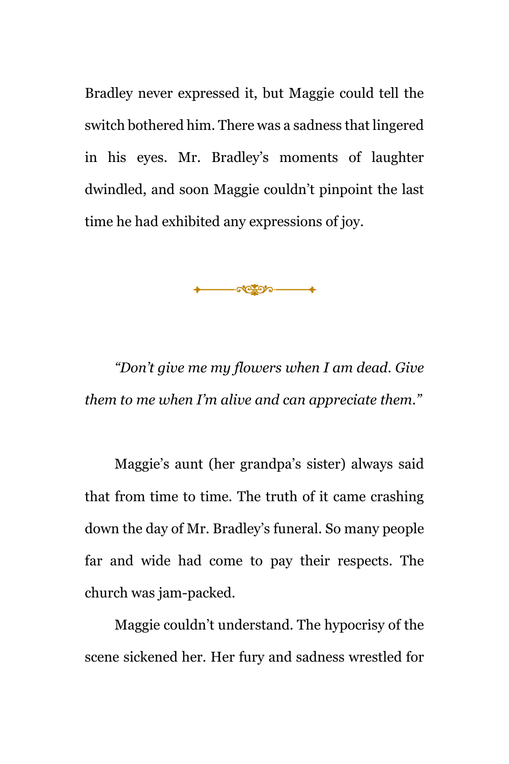Bradley never expressed it, but Maggie could tell the switch bothered him. There was a sadness that lingered in his eyes. Mr. Bradley's moments of laughter dwindled, and soon Maggie couldn't pinpoint the last time he had exhibited any expressions of joy.

---

*"Don't give me my flowers when I am dead. Give them to me when I'm alive and can appreciate them."*

Maggie's aunt (her grandpa's sister) always said that from time to time. The truth of it came crashing down the day of Mr. Bradley's funeral. So many people far and wide had come to pay their respects. The church was jam-packed.

Maggie couldn't understand. The hypocrisy of the scene sickened her. Her fury and sadness wrestled for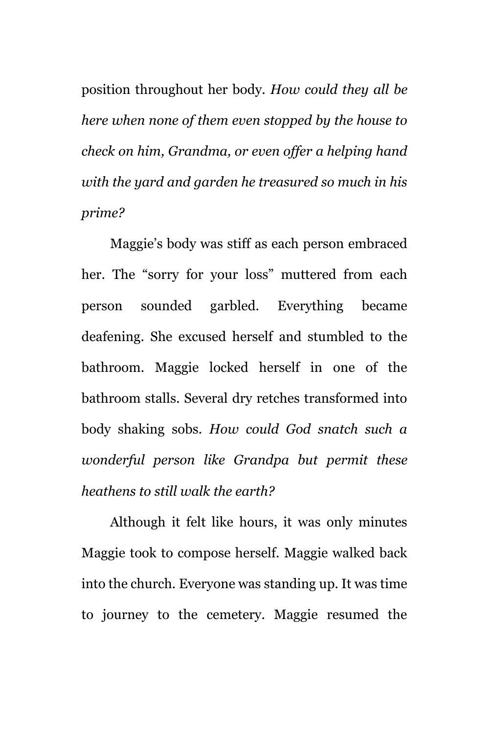position throughout her body. *How could they all be here when none of them even stopped by the house to check on him, Grandma, or even offer a helping hand with the yard and garden he treasured so much in his prime?*

Maggie's body was stiff as each person embraced her. The "sorry for your loss" muttered from each person sounded garbled. Everything became deafening. She excused herself and stumbled to the bathroom. Maggie locked herself in one of the bathroom stalls. Several dry retches transformed into body shaking sobs. *How could God snatch such a wonderful person like Grandpa but permit these heathens to still walk the earth?*

Although it felt like hours, it was only minutes Maggie took to compose herself. Maggie walked back into the church. Everyone was standing up. It was time to journey to the cemetery. Maggie resumed the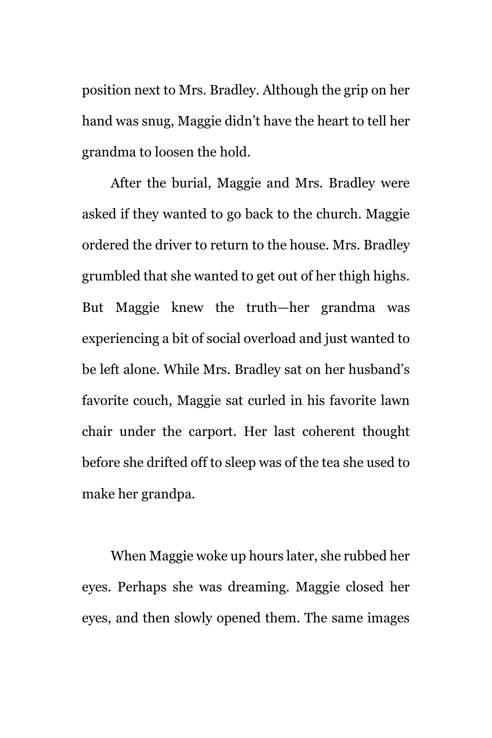position next to Mrs. Bradley. Although the grip on her hand was snug, Maggie didn't have the heart to tell her grandma to loosen the hold.

After the burial, Maggie and Mrs. Bradley were asked if they wanted to go back to the church. Maggie ordered the driver to return to the house. Mrs. Bradley grumbled that she wanted to get out of her thigh highs. But Maggie knew the truth—her grandma was experiencing a bit of social overload and just wanted to be left alone. While Mrs. Bradley sat on her husband's favorite couch, Maggie sat curled in his favorite lawn chair under the carport. Her last coherent thought before she drifted off to sleep was of the tea she used to make her grandpa.

When Maggie woke up hours later, she rubbed her eyes. Perhaps she was dreaming. Maggie closed her eyes, and then slowly opened them. The same images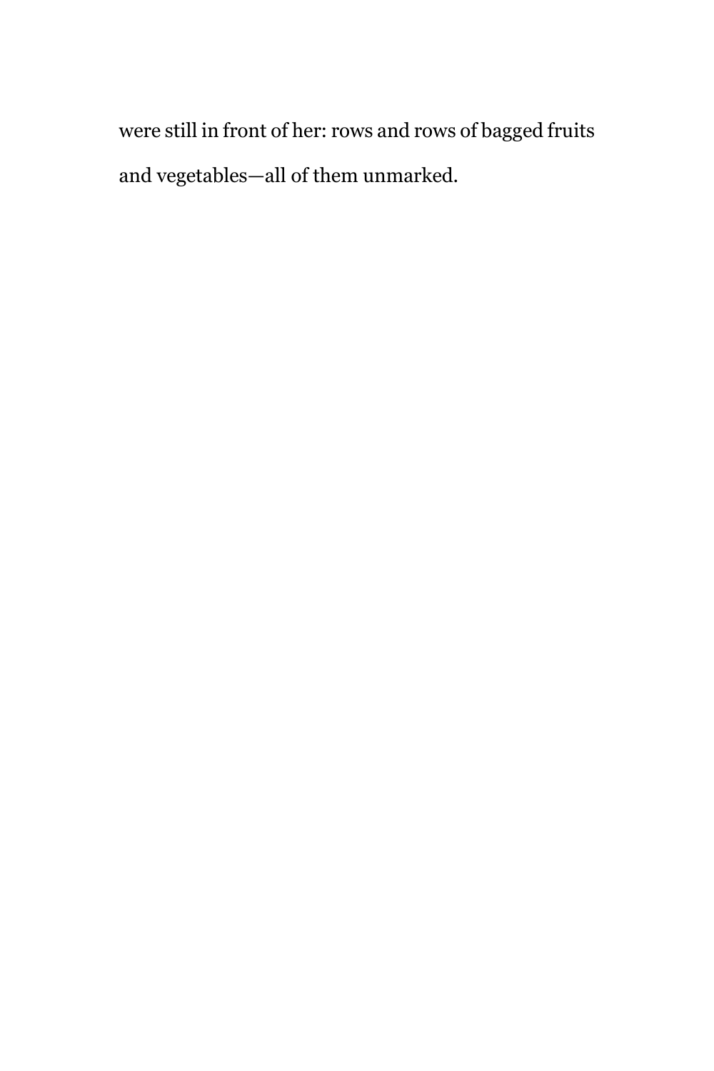were still in front of her: rows and rows of bagged fruits and vegetables—all of them unmarked.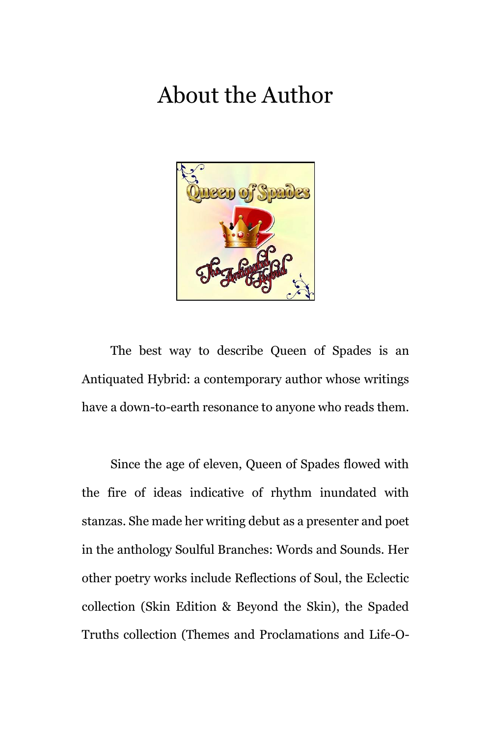# About the Author

The best way to describe Queen of Spades is an Antiquated Hybrid: a contemporary author whose writings have a down-to-earth resonance to anyone who reads them.

Since the age of eleven, Queen of Spades flowed with the fire of ideas indicative of rhythm inundated with stanzas. She made her writing debut as a presenter and poet in the anthology Soulful Branches: Words and Sounds. Her other poetry works include Reflections of Soul, the Eclectic collection (Skin Edition & Beyond the Skin), the Spaded Truths collection (Themes and Proclamations and Life-O-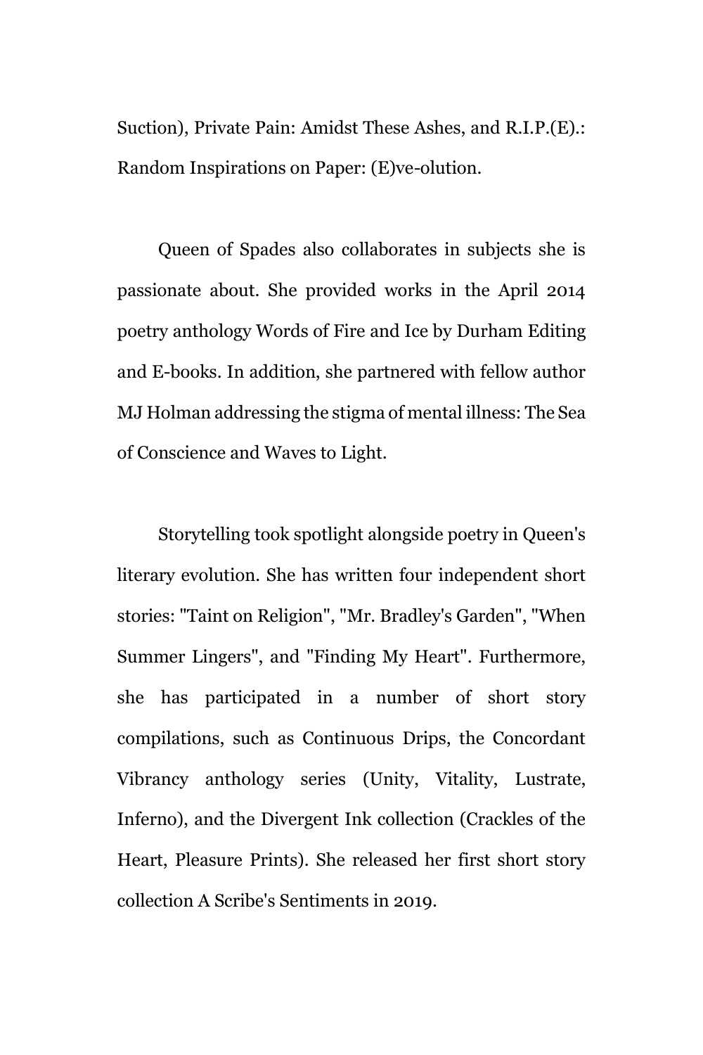Suction), Private Pain: Amidst These Ashes, and R.I.P.(E).: Random Inspirations on Paper: (E)ve-olution.

Queen of Spades also collaborates in subjects she is passionate about. She provided works in the April 2014 poetry anthology Words of Fire and Ice by Durham Editing and E-books. In addition, she partnered with fellow author MJ Holman addressing the stigma of mental illness: The Sea of Conscience and Waves to Light.

Storytelling took spotlight alongside poetry in Queen's literary evolution. She has written four independent short stories: "Taint on Religion", "Mr. Bradley's Garden", "When Summer Lingers", and "Finding My Heart". Furthermore, she has participated in a number of short story compilations, such as Continuous Drips, the Concordant Vibrancy anthology series (Unity, Vitality, Lustrate, Inferno), and the Divergent Ink collection (Crackles of the Heart, Pleasure Prints). She released her first short story collection A Scribe's Sentiments in 2019.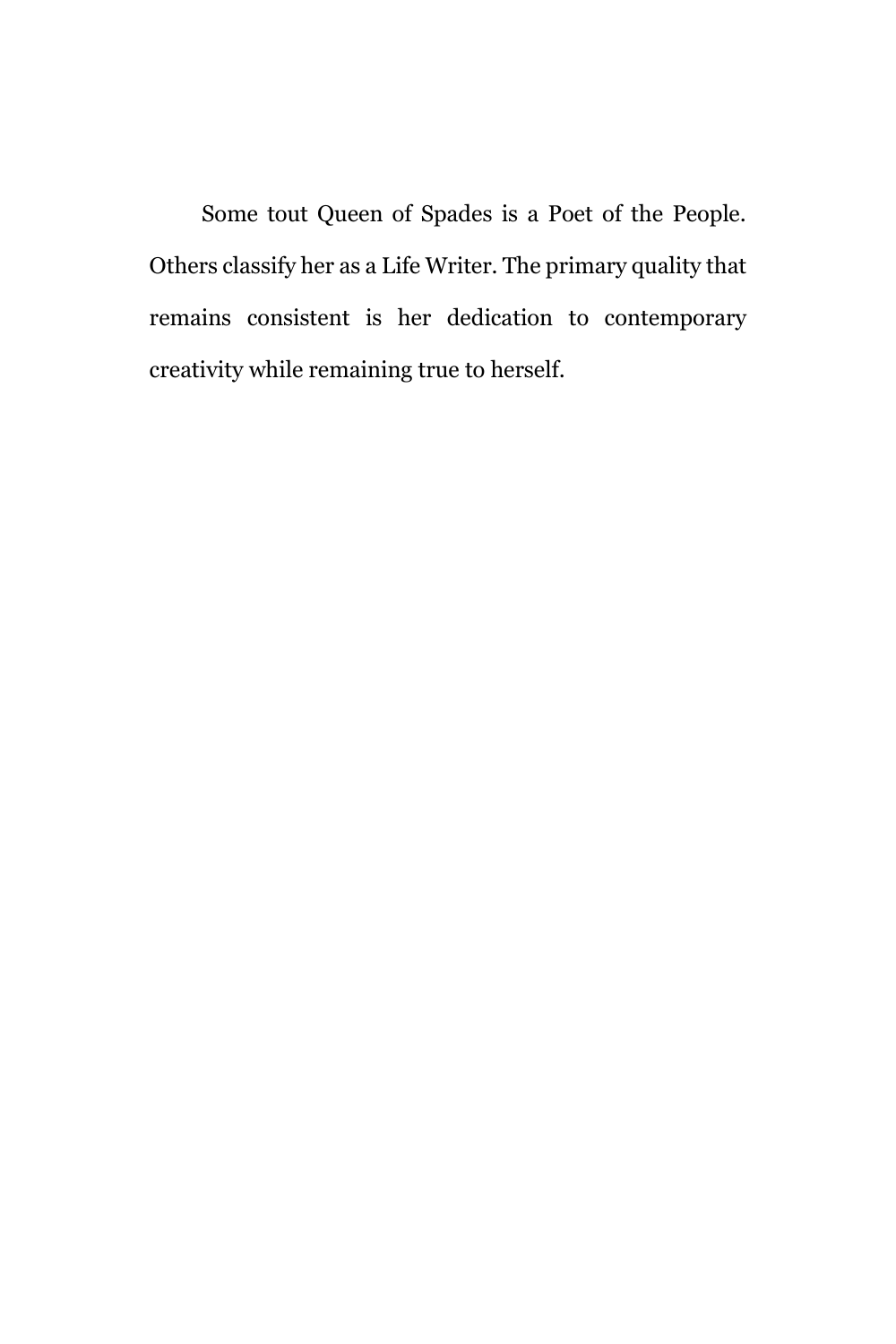Some tout Queen of Spades is a Poet of the People. Others classify her as a Life Writer. The primary quality that remains consistent is her dedication to contemporary creativity while remaining true to herself.